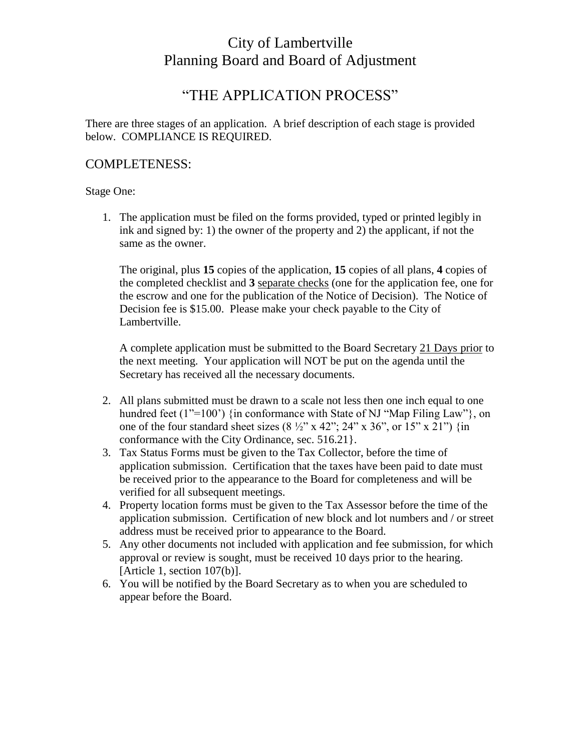# City of Lambertville
# Planning Board and Board of Adjustment

## "THE APPLICATION PROCESS"

There are three stages of an application. A brief description of each stage is provided below. COMPLIANCE IS REQUIRED.

## COMPLETENESS:

Stage One:

1. The application must be filed on the forms provided, typed or printed legibly in ink and signed by: 1) the owner of the property and 2) the applicant, if not the same as the owner.

   The original, plus **15** copies of the application, **15** copies of all plans, **4** copies of the completed checklist and **3** <u>separate checks</u> (one for the application fee, one for the escrow and one for the publication of the Notice of Decision). The Notice of Decision fee is $15.00. Please make your check payable to the City of Lambertville.

   A complete application must be submitted to the Board Secretary <u>21 Days prior</u> to the next meeting. Your application will NOT be put on the agenda until the Secretary has received all the necessary documents.

2. All plans submitted must be drawn to a scale not less then one inch equal to one hundred feet (1"=100') {in conformance with State of NJ "Map Filing Law"}, on one of the four standard sheet sizes (8 ½" x 42"; 24" x 36", or 15" x 21") {in conformance with the City Ordinance, sec. 516.21}.
3. Tax Status Forms must be given to the Tax Collector, before the time of application submission. Certification that the taxes have been paid to date must be received prior to the appearance to the Board for completeness and will be verified for all subsequent meetings.
4. Property location forms must be given to the Tax Assessor before the time of the application submission. Certification of new block and lot numbers and / or street address must be received prior to appearance to the Board.
5. Any other documents not included with application and fee submission, for which approval or review is sought, must be received 10 days prior to the hearing. [Article 1, section 107(b)].
6. You will be notified by the Board Secretary as to when you are scheduled to appear before the Board.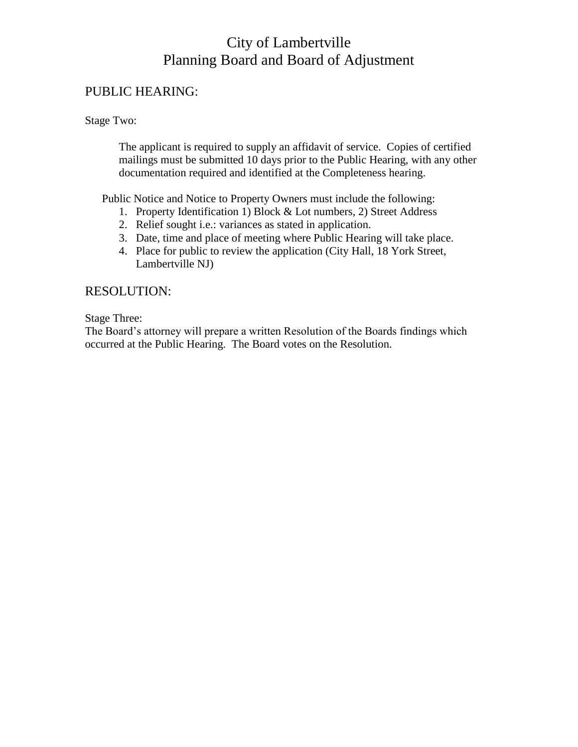# City of Lambertville
# Planning Board and Board of Adjustment

## PUBLIC HEARING:

Stage Two:

The applicant is required to supply an affidavit of service. Copies of certified mailings must be submitted 10 days prior to the Public Hearing, with any other documentation required and identified at the Completeness hearing.

Public Notice and Notice to Property Owners must include the following:

1. Property Identification 1) Block & Lot numbers, 2) Street Address
2. Relief sought i.e.: variances as stated in application.
3. Date, time and place of meeting where Public Hearing will take place.
4. Place for public to review the application (City Hall, 18 York Street, Lambertville NJ)

## RESOLUTION:

Stage Three:
The Board's attorney will prepare a written Resolution of the Boards findings which occurred at the Public Hearing. The Board votes on the Resolution.